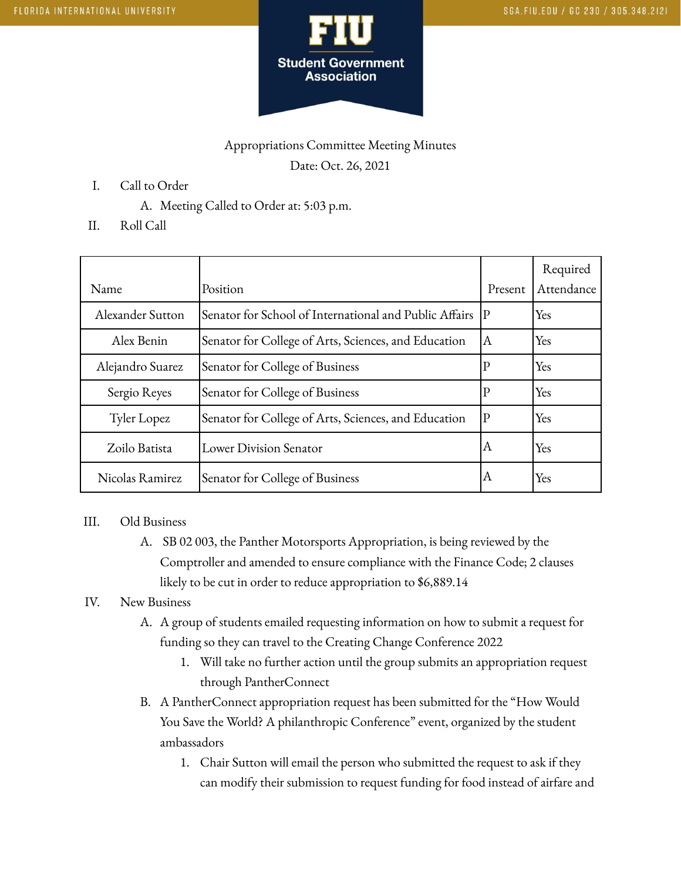Appropriations Committee Meeting Minutes

Date: Oct. 26, 2021

I. Call to Order
   A. Meeting Called to Order at: 5:03 p.m.

II. Roll Call

| Name | Position | Present | Required Attendance |
|---|---|---|---|
| Alexander Sutton | Senator for School of International and Public Affairs | P | Yes |
| Alex Benin | Senator for College of Arts, Sciences, and Education | A | Yes |
| Alejandro Suarez | Senator for College of Business | P | Yes |
| Sergio Reyes | Senator for College of Business | P | Yes |
| Tyler Lopez | Senator for College of Arts, Sciences, and Education | P | Yes |
| Zoilo Batista | Lower Division Senator | A | Yes |
| Nicolas Ramirez | Senator for College of Business | A | Yes |

III. Old Business
   A. SB 02 003, the Panther Motorsports Appropriation, is being reviewed by the Comptroller and amended to ensure compliance with the Finance Code; 2 clauses likely to be cut in order to reduce appropriation to $6,889.14

IV. New Business
   A. A group of students emailed requesting information on how to submit a request for funding so they can travel to the Creating Change Conference 2022
      1. Will take no further action until the group submits an appropriation request through PantherConnect
   B. A PantherConnect appropriation request has been submitted for the "How Would You Save the World? A philanthropic Conference" event, organized by the student ambassadors
      1. Chair Sutton will email the person who submitted the request to ask if they can modify their submission to request funding for food instead of airfare and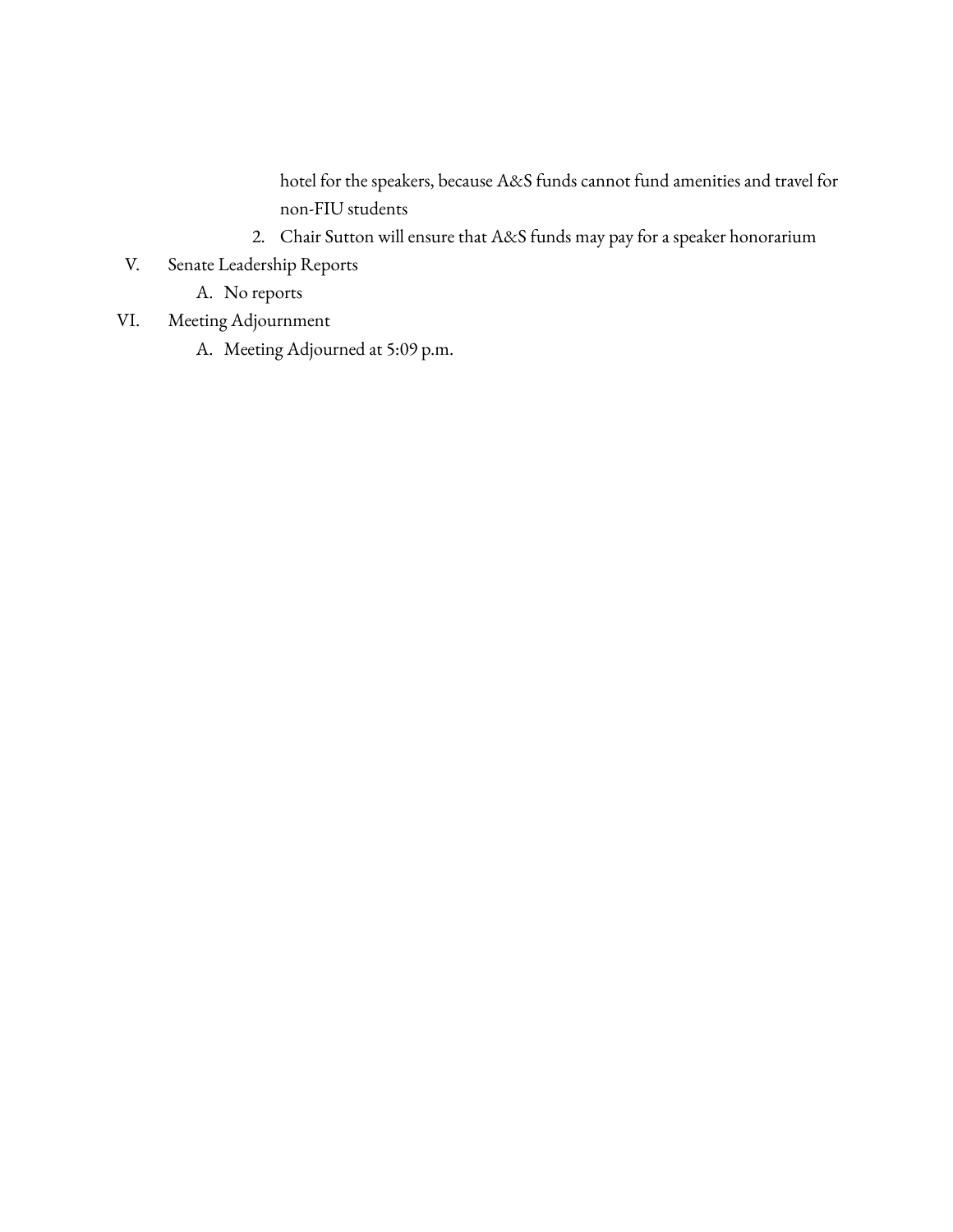hotel for the speakers, because A&S funds cannot fund amenities and travel for non-FIU students

   2. Chair Sutton will ensure that A&S funds may pay for a speaker honorarium

V. Senate Leadership Reports
   - A. No reports

VI. Meeting Adjournment
   - A. Meeting Adjourned at 5:09 p.m.